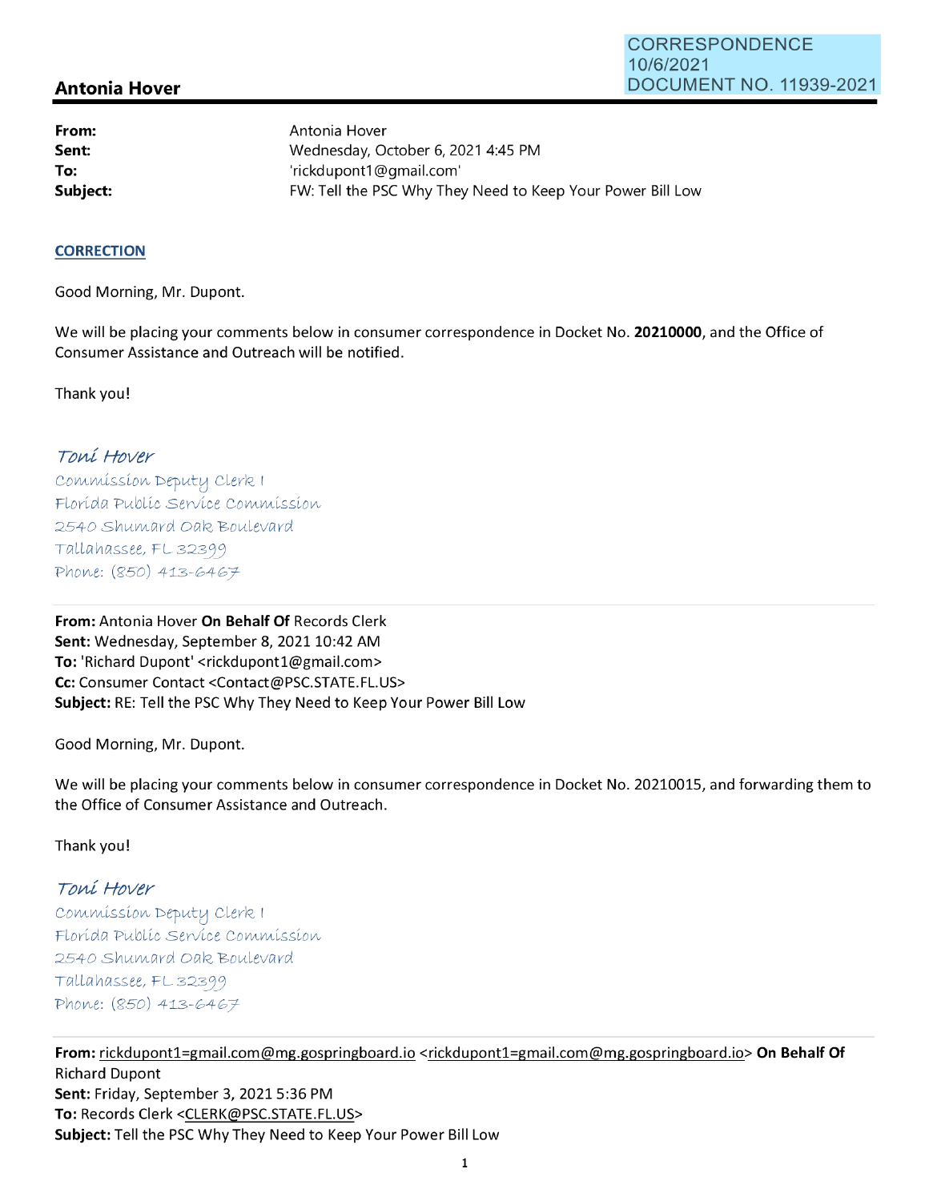CORRESPONDENCE
10/6/2021
DOCUMENT NO. 11939-2021

## Antonia Hover

| | |
|---|---|
| **From:** | Antonia Hover |
| **Sent:** | Wednesday, October 6, 2021 4:45 PM |
| **To:** | 'rickdupont1@gmail.com' |
| **Subject:** | FW: Tell the PSC Why They Need to Keep Your Power Bill Low |

**CORRECTION**

Good Morning, Mr. Dupont.

We will be placing your comments below in consumer correspondence in Docket No. **20210000**, and the Office of Consumer Assistance and Outreach will be notified.

Thank you!

*Toni Hover*
*Commission Deputy Clerk I*
*Florida Public Service Commission*
*2540 Shumard Oak Boulevard*
*Tallahassee, FL 32399*
*Phone: (850) 413-6467*

---

**From:** Antonia Hover **On Behalf Of** Records Clerk
**Sent:** Wednesday, September 8, 2021 10:42 AM
**To:** 'Richard Dupont' <rickdupont1@gmail.com>
**Cc:** Consumer Contact <Contact@PSC.STATE.FL.US>
**Subject:** RE: Tell the PSC Why They Need to Keep Your Power Bill Low

Good Morning, Mr. Dupont.

We will be placing your comments below in consumer correspondence in Docket No. 20210015, and forwarding them to the Office of Consumer Assistance and Outreach.

Thank you!

*Toni Hover*
*Commission Deputy Clerk I*
*Florida Public Service Commission*
*2540 Shumard Oak Boulevard*
*Tallahassee, FL 32399*
*Phone: (850) 413-6467*

---

**From:** rickdupont1=gmail.com@mg.gospringboard.io <rickdupont1=gmail.com@mg.gospringboard.io> **On Behalf Of** Richard Dupont
**Sent:** Friday, September 3, 2021 5:36 PM
**To:** Records Clerk <CLERK@PSC.STATE.FL.US>
**Subject:** Tell the PSC Why They Need to Keep Your Power Bill Low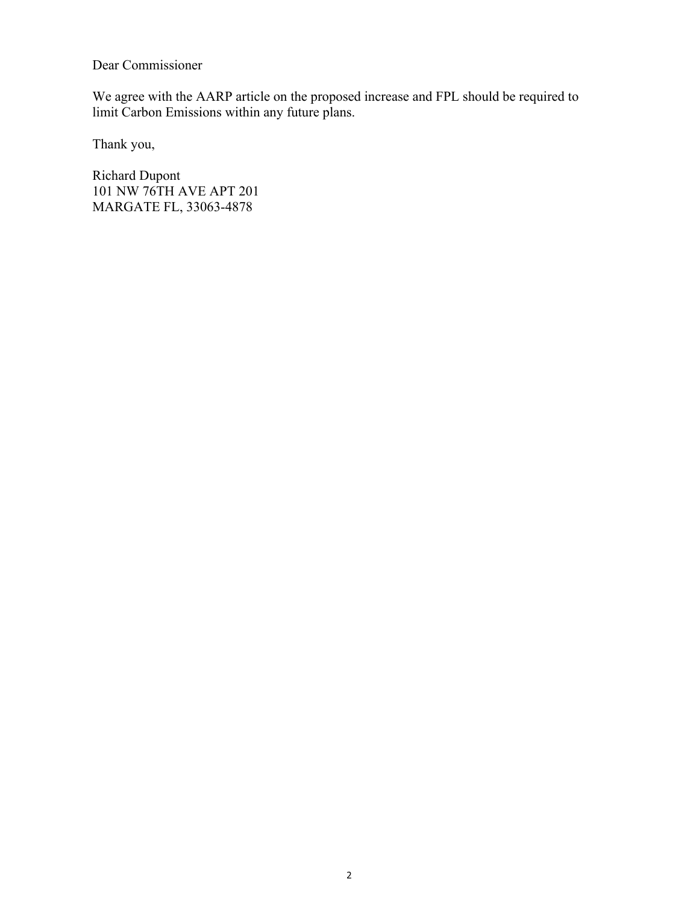Dear Commissioner

We agree with the AARP article on the proposed increase and FPL should be required to limit Carbon Emissions within any future plans.

Thank you,

Richard Dupont
101 NW 76TH AVE APT 201
MARGATE FL, 33063-4878